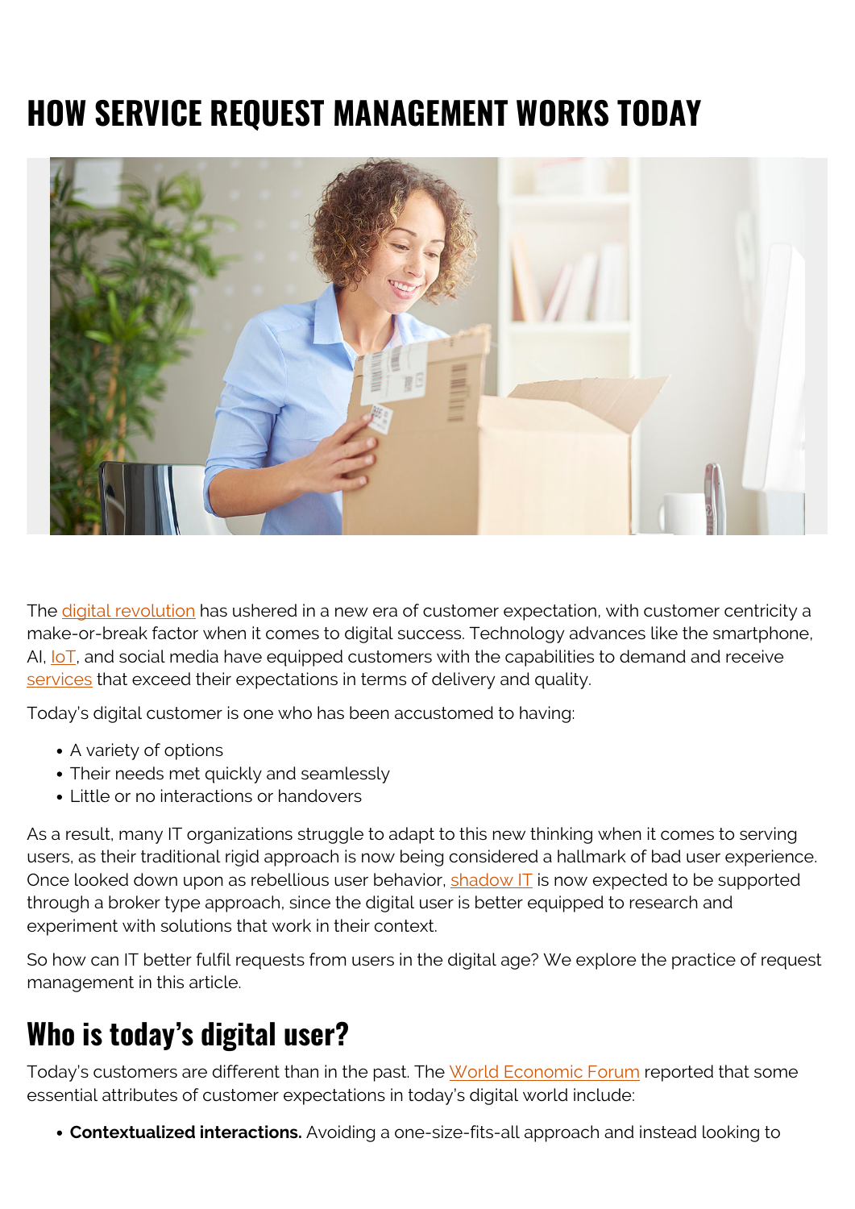# HOW SERVICE REQUEST MANAGEMENT WORKS TODAY

The digital revolution has ushered in a new era of customer expectation, with customer centricity a make-or-break factor when it comes to digital success. Technology advances like the smartphone, AI, IoT, and social media have equipped customers with the capabilities to demand and receive services that exceed their expectations in terms of delivery and quality.

Today's digital customer is one who has been accustomed to having:

- A variety of options
- Their needs met quickly and seamlessly
- Little or no interactions or handovers

As a result, many IT organizations struggle to adapt to this new thinking when it comes to serving users, as their traditional rigid approach is now being considered a hallmark of bad user experience. Once looked down upon as rebellious user behavior, shadow IT is now expected to be supported through a broker type approach, since the digital user is better equipped to research and experiment with solutions that work in their context.

So how can IT better fulfil requests from users in the digital age? We explore the practice of request management in this article.

## Who is today's digital user?

Today's customers are different than in the past. The World Economic Forum reported that some essential attributes of customer expectations in today's digital world include:

- **Contextualized interactions.** Avoiding a one-size-fits-all approach and instead looking to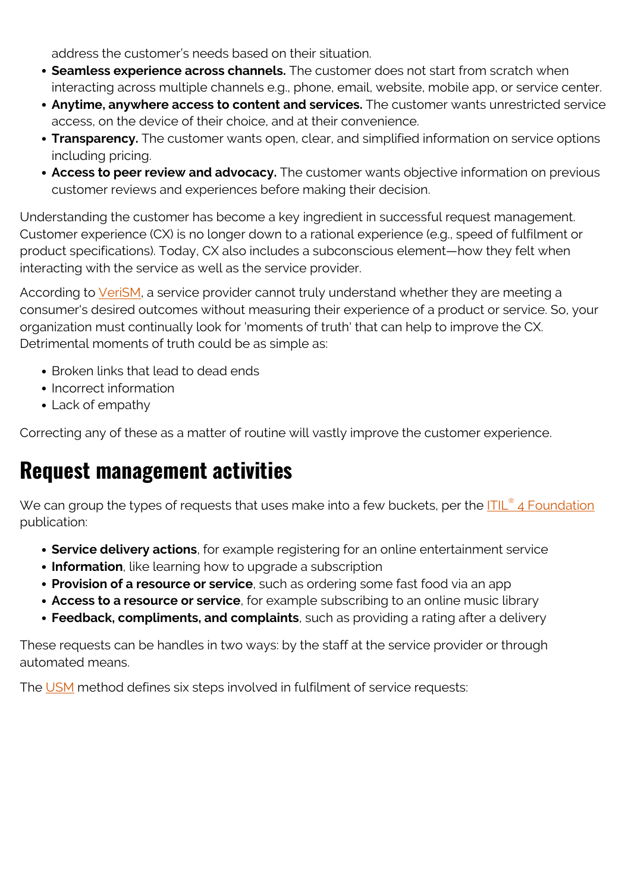address the customer's needs based on their situation.

- **Seamless experience across channels.** The customer does not start from scratch when interacting across multiple channels e.g., phone, email, website, mobile app, or service center.
- **Anytime, anywhere access to content and services.** The customer wants unrestricted service access, on the device of their choice, and at their convenience.
- **Transparency.** The customer wants open, clear, and simplified information on service options including pricing.
- **Access to peer review and advocacy.** The customer wants objective information on previous customer reviews and experiences before making their decision.

Understanding the customer has become a key ingredient in successful request management. Customer experience (CX) is no longer down to a rational experience (e.g., speed of fulfilment or product specifications). Today, CX also includes a subconscious element—how they felt when interacting with the service as well as the service provider.

According to VeriSM, a service provider cannot truly understand whether they are meeting a consumer's desired outcomes without measuring their experience of a product or service. So, your organization must continually look for 'moments of truth' that can help to improve the CX. Detrimental moments of truth could be as simple as:

- Broken links that lead to dead ends
- Incorrect information
- Lack of empathy

Correcting any of these as a matter of routine will vastly improve the customer experience.

## Request management activities

We can group the types of requests that uses make into a few buckets, per the ITIL® 4 Foundation publication:

- **Service delivery actions**, for example registering for an online entertainment service
- **Information**, like learning how to upgrade a subscription
- **Provision of a resource or service**, such as ordering some fast food via an app
- **Access to a resource or service**, for example subscribing to an online music library
- **Feedback, compliments, and complaints**, such as providing a rating after a delivery

These requests can be handles in two ways: by the staff at the service provider or through automated means.

The USM method defines six steps involved in fulfilment of service requests: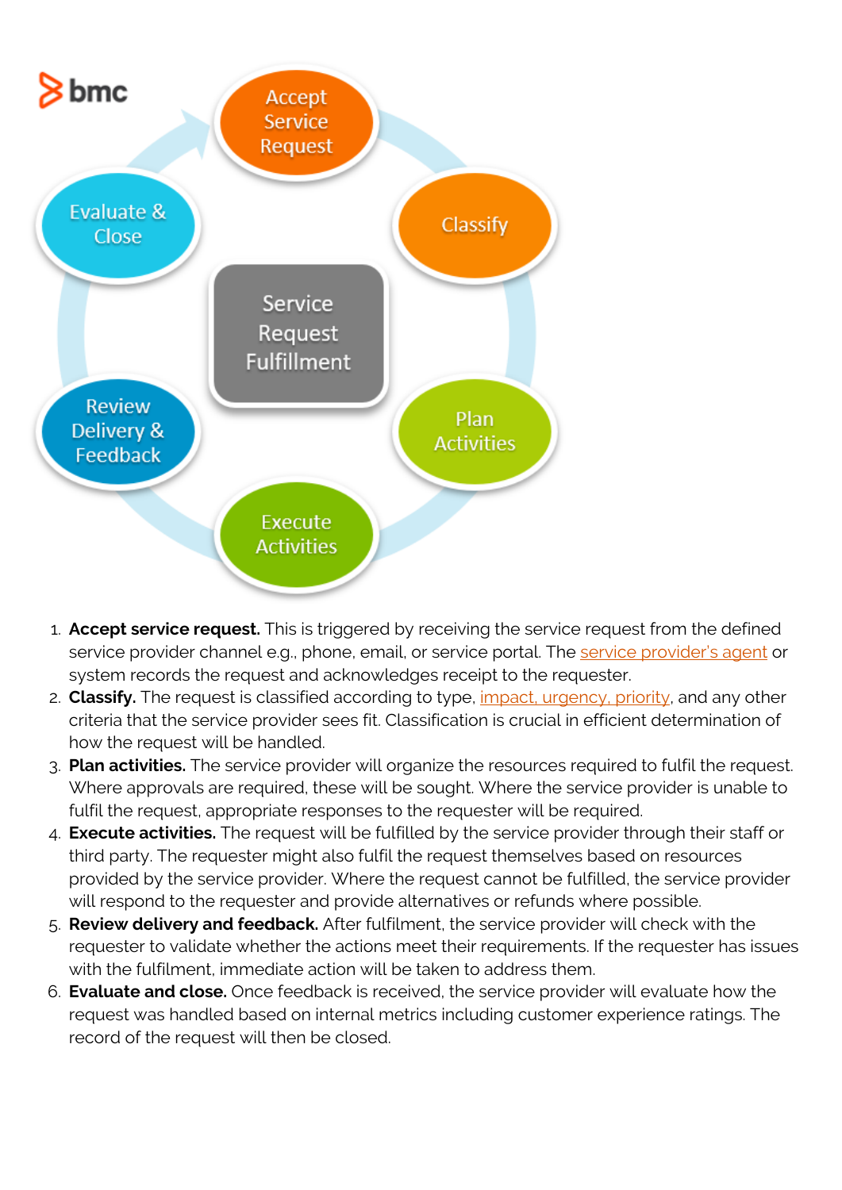1. **Accept service request.** This is triggered by receiving the service request from the defined service provider channel e.g., phone, email, or service portal. The service provider's agent or system records the request and acknowledges receipt to the requester.
2. **Classify.** The request is classified according to type, impact, urgency, priority, and any other criteria that the service provider sees fit. Classification is crucial in efficient determination of how the request will be handled.
3. **Plan activities.** The service provider will organize the resources required to fulfil the request. Where approvals are required, these will be sought. Where the service provider is unable to fulfil the request, appropriate responses to the requester will be required.
4. **Execute activities.** The request will be fulfilled by the service provider through their staff or third party. The requester might also fulfil the request themselves based on resources provided by the service provider. Where the request cannot be fulfilled, the service provider will respond to the requester and provide alternatives or refunds where possible.
5. **Review delivery and feedback.** After fulfilment, the service provider will check with the requester to validate whether the actions meet their requirements. If the requester has issues with the fulfilment, immediate action will be taken to address them.
6. **Evaluate and close.** Once feedback is received, the service provider will evaluate how the request was handled based on internal metrics including customer experience ratings. The record of the request will then be closed.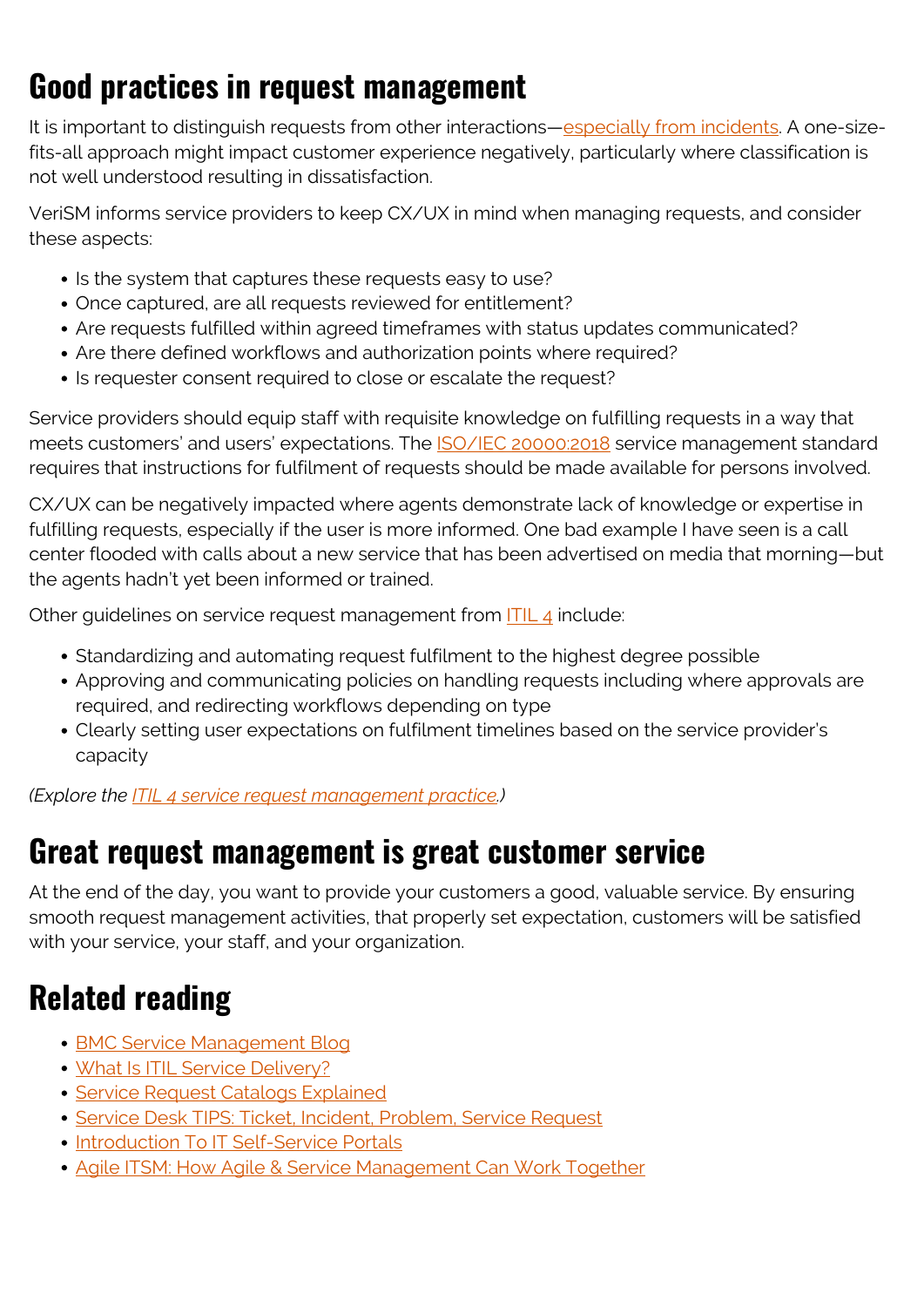## Good practices in request management

It is important to distinguish requests from other interactions—especially from incidents. A one-size-fits-all approach might impact customer experience negatively, particularly where classification is not well understood resulting in dissatisfaction.

VeriSM informs service providers to keep CX/UX in mind when managing requests, and consider these aspects:

- Is the system that captures these requests easy to use?
- Once captured, are all requests reviewed for entitlement?
- Are requests fulfilled within agreed timeframes with status updates communicated?
- Are there defined workflows and authorization points where required?
- Is requester consent required to close or escalate the request?

Service providers should equip staff with requisite knowledge on fulfilling requests in a way that meets customers' and users' expectations. The ISO/IEC 20000:2018 service management standard requires that instructions for fulfilment of requests should be made available for persons involved.

CX/UX can be negatively impacted where agents demonstrate lack of knowledge or expertise in fulfilling requests, especially if the user is more informed. One bad example I have seen is a call center flooded with calls about a new service that has been advertised on media that morning—but the agents hadn't yet been informed or trained.

Other guidelines on service request management from ITIL 4 include:

- Standardizing and automating request fulfilment to the highest degree possible
- Approving and communicating policies on handling requests including where approvals are required, and redirecting workflows depending on type
- Clearly setting user expectations on fulfilment timelines based on the service provider's capacity

*(Explore the ITIL 4 service request management practice.)*

## Great request management is great customer service

At the end of the day, you want to provide your customers a good, valuable service. By ensuring smooth request management activities, that properly set expectation, customers will be satisfied with your service, your staff, and your organization.

## Related reading

- BMC Service Management Blog
- What Is ITIL Service Delivery?
- Service Request Catalogs Explained
- Service Desk TIPS: Ticket, Incident, Problem, Service Request
- Introduction To IT Self-Service Portals
- Agile ITSM: How Agile & Service Management Can Work Together